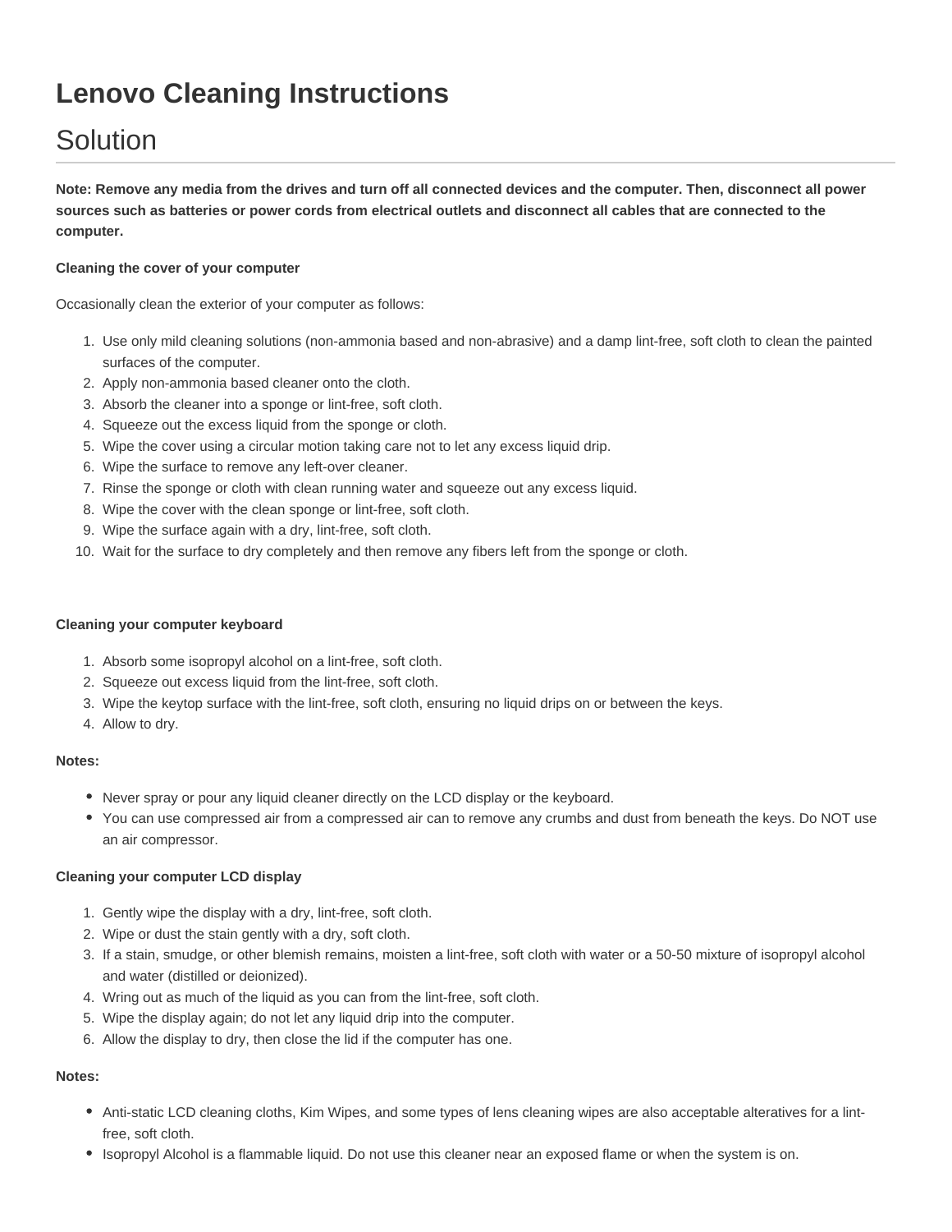# Lenovo Cleaning Instructions

## Solution

**Note: Remove any media from the drives and turn off all connected devices and the computer. Then, disconnect all power sources such as batteries or power cords from electrical outlets and disconnect all cables that are connected to the computer.**

**Cleaning the cover of your computer**

Occasionally clean the exterior of your computer as follows:

1. Use only mild cleaning solutions (non-ammonia based and non-abrasive) and a damp lint-free, soft cloth to clean the painted surfaces of the computer.
2. Apply non-ammonia based cleaner onto the cloth.
3. Absorb the cleaner into a sponge or lint-free, soft cloth.
4. Squeeze out the excess liquid from the sponge or cloth.
5. Wipe the cover using a circular motion taking care not to let any excess liquid drip.
6. Wipe the surface to remove any left-over cleaner.
7. Rinse the sponge or cloth with clean running water and squeeze out any excess liquid.
8. Wipe the cover with the clean sponge or lint-free, soft cloth.
9. Wipe the surface again with a dry, lint-free, soft cloth.
10. Wait for the surface to dry completely and then remove any fibers left from the sponge or cloth.

**Cleaning your computer keyboard**

1. Absorb some isopropyl alcohol on a lint-free, soft cloth.
2. Squeeze out excess liquid from the lint-free, soft cloth.
3. Wipe the keytop surface with the lint-free, soft cloth, ensuring no liquid drips on or between the keys.
4. Allow to dry.

**Notes:**

- Never spray or pour any liquid cleaner directly on the LCD display or the keyboard.
- You can use compressed air from a compressed air can to remove any crumbs and dust from beneath the keys. Do NOT use an air compressor.

**Cleaning your computer LCD display**

1. Gently wipe the display with a dry, lint-free, soft cloth.
2. Wipe or dust the stain gently with a dry, soft cloth.
3. If a stain, smudge, or other blemish remains, moisten a lint-free, soft cloth with water or a 50-50 mixture of isopropyl alcohol and water (distilled or deionized).
4. Wring out as much of the liquid as you can from the lint-free, soft cloth.
5. Wipe the display again; do not let any liquid drip into the computer.
6. Allow the display to dry, then close the lid if the computer has one.

**Notes:**

- Anti-static LCD cleaning cloths, Kim Wipes, and some types of lens cleaning wipes are also acceptable alteratives for a lint-free, soft cloth.
- Isopropyl Alcohol is a flammable liquid. Do not use this cleaner near an exposed flame or when the system is on.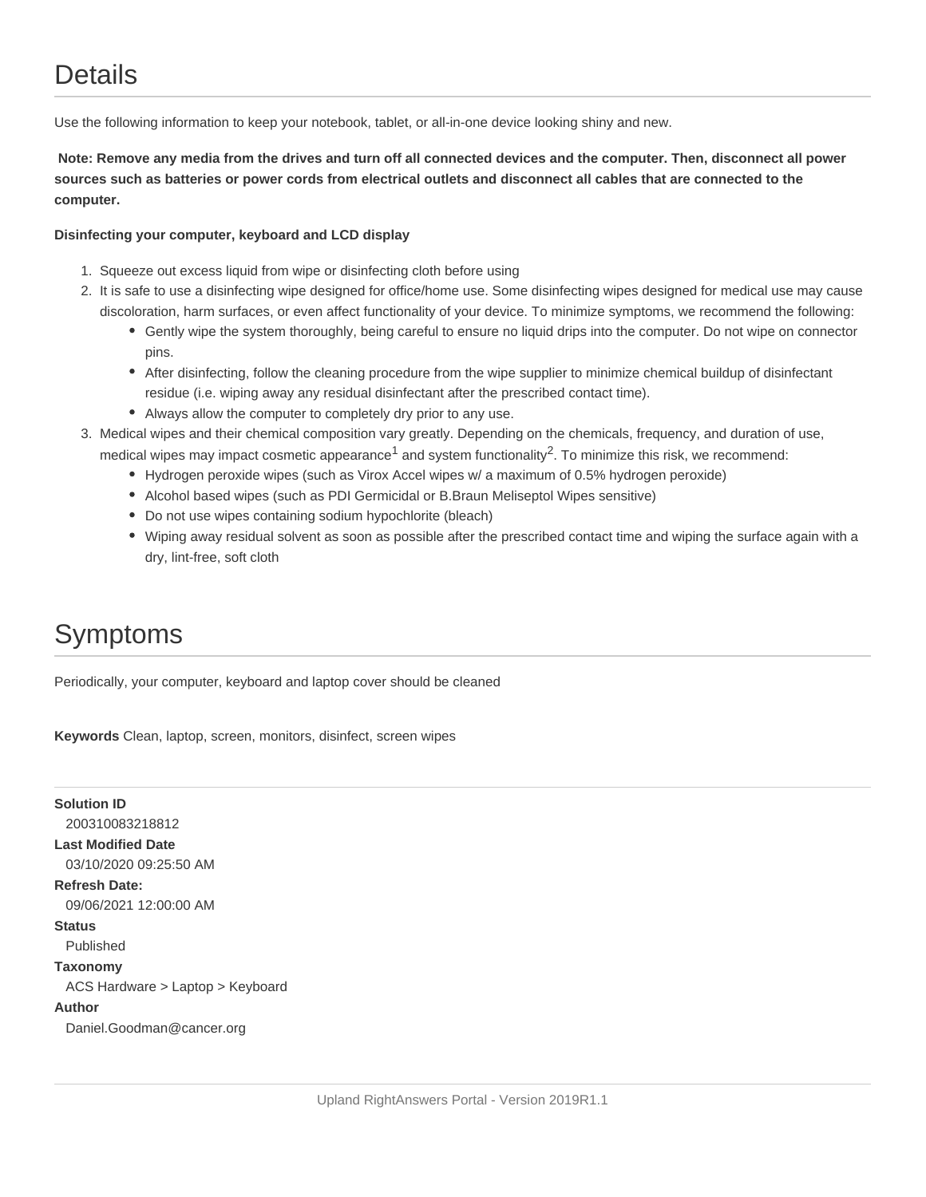# Details

Use the following information to keep your notebook, tablet, or all-in-one device looking shiny and new.

**Note: Remove any media from the drives and turn off all connected devices and the computer. Then, disconnect all power sources such as batteries or power cords from electrical outlets and disconnect all cables that are connected to the computer.**

**Disinfecting your computer, keyboard and LCD display**

1. Squeeze out excess liquid from wipe or disinfecting cloth before using
2. It is safe to use a disinfecting wipe designed for office/home use. Some disinfecting wipes designed for medical use may cause discoloration, harm surfaces, or even affect functionality of your device. To minimize symptoms, we recommend the following:
   - Gently wipe the system thoroughly, being careful to ensure no liquid drips into the computer. Do not wipe on connector pins.
   - After disinfecting, follow the cleaning procedure from the wipe supplier to minimize chemical buildup of disinfectant residue (i.e. wiping away any residual disinfectant after the prescribed contact time).
   - Always allow the computer to completely dry prior to any use.
3. Medical wipes and their chemical composition vary greatly. Depending on the chemicals, frequency, and duration of use, medical wipes may impact cosmetic appearance[1] and system functionality[2]. To minimize this risk, we recommend:
   - Hydrogen peroxide wipes (such as Virox Accel wipes w/ a maximum of 0.5% hydrogen peroxide)
   - Alcohol based wipes (such as PDI Germicidal or B.Braun Meliseptol Wipes sensitive)
   - Do not use wipes containing sodium hypochlorite (bleach)
   - Wiping away residual solvent as soon as possible after the prescribed contact time and wiping the surface again with a dry, lint-free, soft cloth

# Symptoms

Periodically, your computer, keyboard and laptop cover should be cleaned

**Keywords** Clean, laptop, screen, monitors, disinfect, screen wipes

---

**Solution ID**
200310083218812

**Last Modified Date**
03/10/2020 09:25:50 AM

**Refresh Date:**
09/06/2021 12:00:00 AM

**Status**
Published

**Taxonomy**
ACS Hardware > Laptop > Keyboard

**Author**
Daniel.Goodman@cancer.org

Upland RightAnswers Portal - Version 2019R1.1